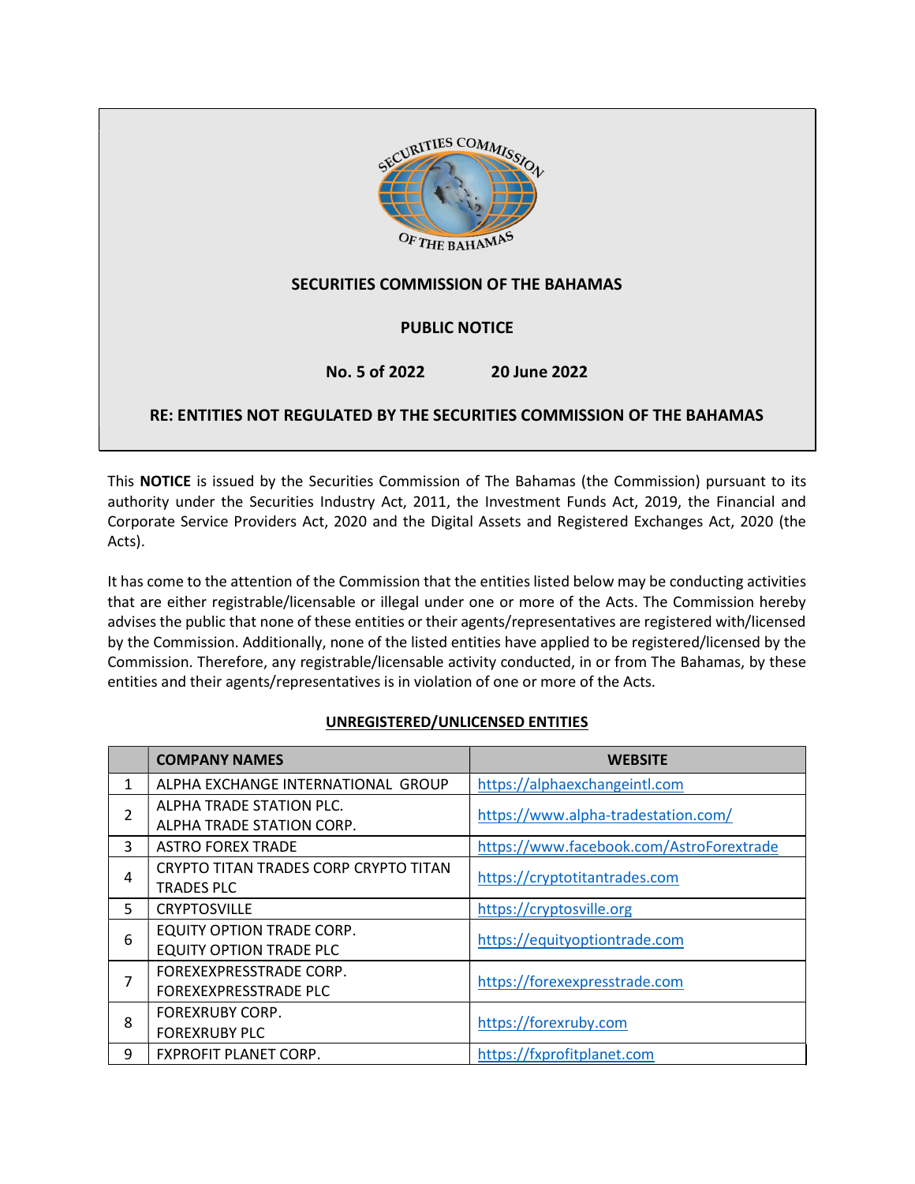SECURITIES COMMISSION OF THE BAHAMAS

# SECURITIES COMMISSION OF THE BAHAMAS

## PUBLIC NOTICE

**No. 5 of 2022 20 June 2022**

## RE: ENTITIES NOT REGULATED BY THE SECURITIES COMMISSION OF THE BAHAMAS

This **NOTICE** is issued by the Securities Commission of The Bahamas (the Commission) pursuant to its authority under the Securities Industry Act, 2011, the Investment Funds Act, 2019, the Financial and Corporate Service Providers Act, 2020 and the Digital Assets and Registered Exchanges Act, 2020 (the Acts).

It has come to the attention of the Commission that the entities listed below may be conducting activities that are either registrable/licensable or illegal under one or more of the Acts. The Commission hereby advises the public that none of these entities or their agents/representatives are registered with/licensed by the Commission. Additionally, none of the listed entities have applied to be registered/licensed by the Commission. Therefore, any registrable/licensable activity conducted, in or from The Bahamas, by these entities and their agents/representatives is in violation of one or more of the Acts.

**UNREGISTERED/UNLICENSED ENTITIES**

| | COMPANY NAMES | WEBSITE |
|---|---|---|
| 1 | ALPHA EXCHANGE INTERNATIONAL GROUP | https://alphaexchangeintl.com |
| 2 | ALPHA TRADE STATION PLC.<br>ALPHA TRADE STATION CORP. | https://www.alpha-tradestation.com/ |
| 3 | ASTRO FOREX TRADE | https://www.facebook.com/AstroForextrade |
| 4 | CRYPTO TITAN TRADES CORP CRYPTO TITAN TRADES PLC | https://cryptotitantrades.com |
| 5 | CRYPTOSVILLE | https://cryptosville.org |
| 6 | EQUITY OPTION TRADE CORP.<br>EQUITY OPTION TRADE PLC | https://equityoptiontrade.com |
| 7 | FOREXEXPRESSTRADE CORP.<br>FOREXEXPRESSTRADE PLC | https://forexexpresstrade.com |
| 8 | FOREXRUBY CORP.<br>FOREXRUBY PLC | https://forexruby.com |
| 9 | FXPROFIT PLANET CORP. | https://fxprofitplanet.com |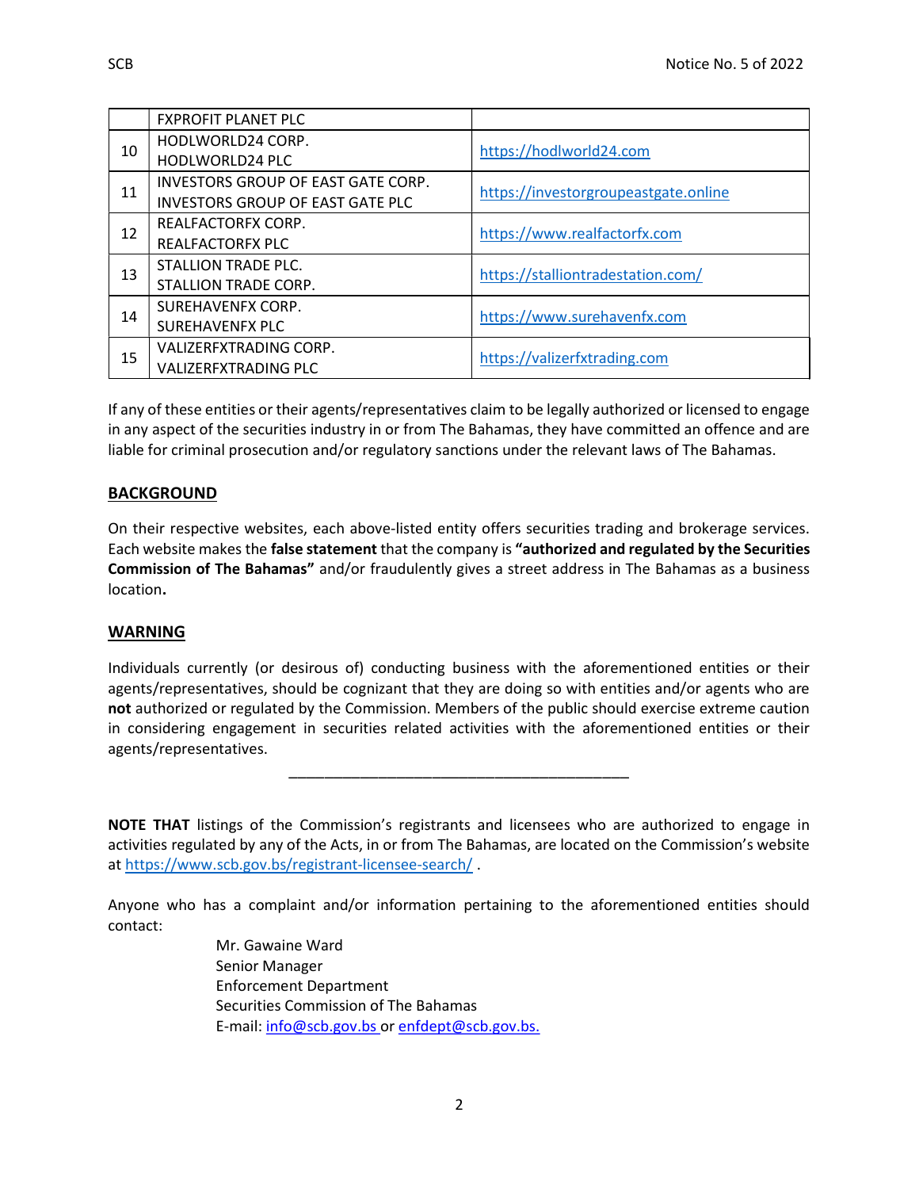| | | |
|---|---|---|
| | FXPROFIT PLANET PLC | |
| 10 | HODLWORLD24 CORP.<br>HODLWORLD24 PLC | https://hodlworld24.com |
| 11 | INVESTORS GROUP OF EAST GATE CORP.<br>INVESTORS GROUP OF EAST GATE PLC | https://investorgroupeastgate.online |
| 12 | REALFACTORFX CORP.<br>REALFACTORFX PLC | https://www.realfactorfx.com |
| 13 | STALLION TRADE PLC.<br>STALLION TRADE CORP. | https://stalliontradestation.com/ |
| 14 | SUREHAVENFX CORP.<br>SUREHAVENFX PLC | https://www.surehavenfx.com |
| 15 | VALIZERFXTRADING CORP.<br>VALIZERFXTRADING PLC | https://valizerfxtrading.com |

If any of these entities or their agents/representatives claim to be legally authorized or licensed to engage in any aspect of the securities industry in or from The Bahamas, they have committed an offence and are liable for criminal prosecution and/or regulatory sanctions under the relevant laws of The Bahamas.

## BACKGROUND

On their respective websites, each above-listed entity offers securities trading and brokerage services. Each website makes the **false statement** that the company is **"authorized and regulated by the Securities Commission of The Bahamas"** and/or fraudulently gives a street address in The Bahamas as a business location**.**

## WARNING

Individuals currently (or desirous of) conducting business with the aforementioned entities or their agents/representatives, should be cognizant that they are doing so with entities and/or agents who are **not** authorized or regulated by the Commission. Members of the public should exercise extreme caution in considering engagement in securities related activities with the aforementioned entities or their agents/representatives.

---

**NOTE THAT** listings of the Commission's registrants and licensees who are authorized to engage in activities regulated by any of the Acts, in or from The Bahamas, are located on the Commission's website at https://www.scb.gov.bs/registrant-licensee-search/ .

Anyone who has a complaint and/or information pertaining to the aforementioned entities should contact:

Mr. Gawaine Ward
Senior Manager
Enforcement Department
Securities Commission of The Bahamas
E-mail: info@scb.gov.bs or enfdept@scb.gov.bs.